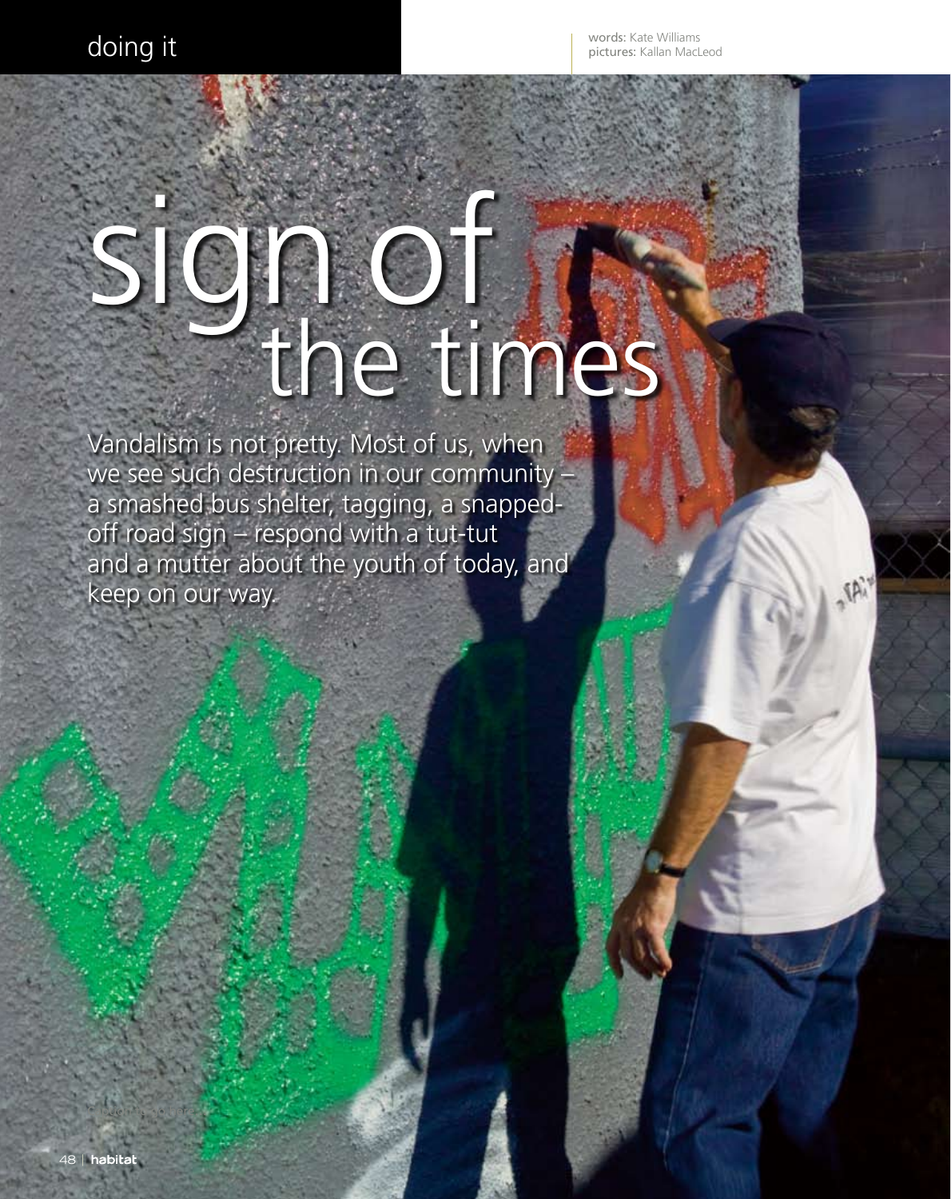doing it

words: Kate Williams
pictures: Kallan MacLeod

# sign of the times

Vandalism is not pretty. Most of us, when we see such destruction in our community – a smashed bus shelter, tagging, a snapped-off road sign – respond with a tut-tut and a mutter about the youth of today, and keep on our way.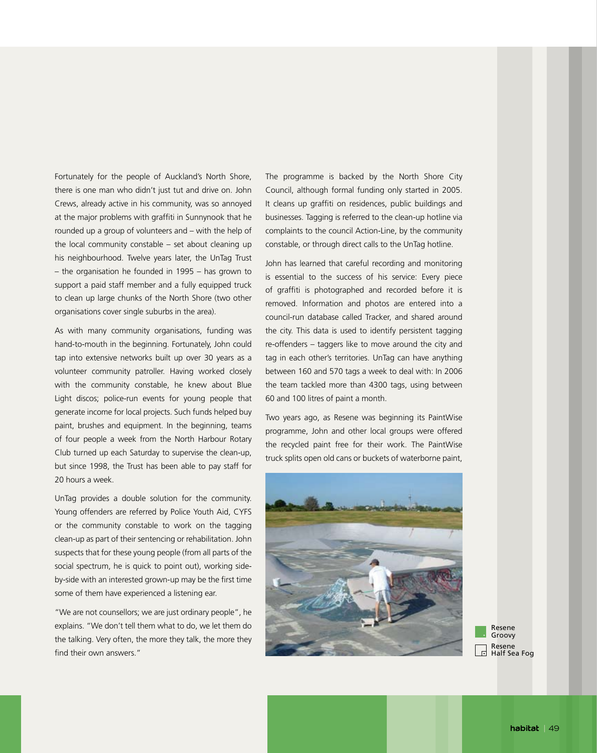Fortunately for the people of Auckland's North Shore, there is one man who didn't just tut and drive on. John Crews, already active in his community, was so annoyed at the major problems with graffiti in Sunnynook that he rounded up a group of volunteers and – with the help of the local community constable – set about cleaning up his neighbourhood. Twelve years later, the UnTag Trust – the organisation he founded in 1995 – has grown to support a paid staff member and a fully equipped truck to clean up large chunks of the North Shore (two other organisations cover single suburbs in the area).

As with many community organisations, funding was hand-to-mouth in the beginning. Fortunately, John could tap into extensive networks built up over 30 years as a volunteer community patroller. Having worked closely with the community constable, he knew about Blue Light discos; police-run events for young people that generate income for local projects. Such funds helped buy paint, brushes and equipment. In the beginning, teams of four people a week from the North Harbour Rotary Club turned up each Saturday to supervise the clean-up, but since 1998, the Trust has been able to pay staff for 20 hours a week.

UnTag provides a double solution for the community. Young offenders are referred by Police Youth Aid, CYFS or the community constable to work on the tagging clean-up as part of their sentencing or rehabilitation. John suspects that for these young people (from all parts of the social spectrum, he is quick to point out), working side-by-side with an interested grown-up may be the first time some of them have experienced a listening ear.

"We are not counsellors; we are just ordinary people", he explains. "We don't tell them what to do, we let them do the talking. Very often, the more they talk, the more they find their own answers."

The programme is backed by the North Shore City Council, although formal funding only started in 2005. It cleans up graffiti on residences, public buildings and businesses. Tagging is referred to the clean-up hotline via complaints to the council Action-Line, by the community constable, or through direct calls to the UnTag hotline.

John has learned that careful recording and monitoring is essential to the success of his service: Every piece of graffiti is photographed and recorded before it is removed. Information and photos are entered into a council-run database called Tracker, and shared around the city. This data is used to identify persistent tagging re-offenders – taggers like to move around the city and tag in each other's territories. UnTag can have anything between 160 and 570 tags a week to deal with: In 2006 the team tackled more than 4300 tags, using between 60 and 100 litres of paint a month.

Two years ago, as Resene was beginning its PaintWise programme, John and other local groups were offered the recycled paint free for their work. The PaintWise truck splits open old cans or buckets of waterborne paint,

Resene Groovy

Resene Half Sea Fog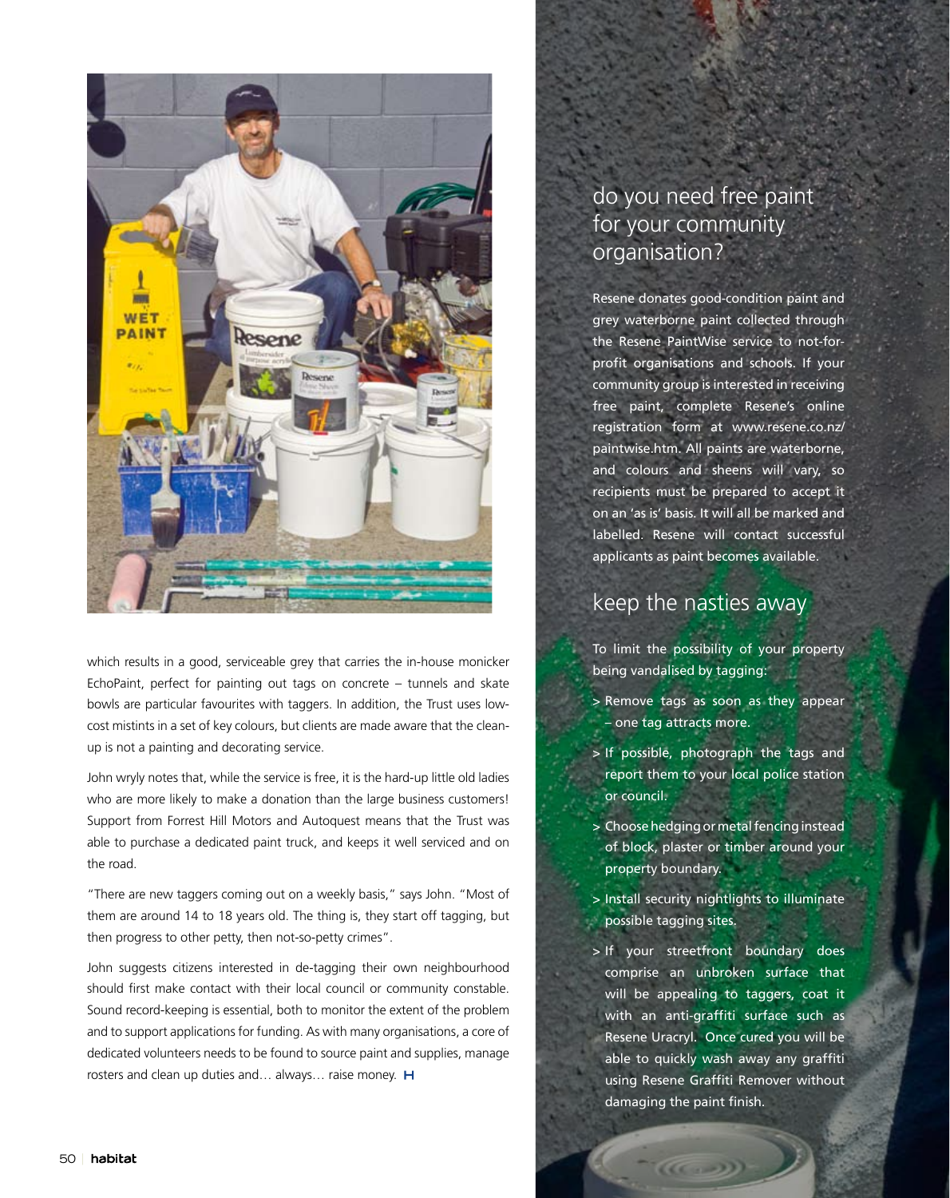which results in a good, serviceable grey that carries the in-house monicker EchoPaint, perfect for painting out tags on concrete – tunnels and skate bowls are particular favourites with taggers. In addition, the Trust uses low-cost mistints in a set of key colours, but clients are made aware that the clean-up is not a painting and decorating service.

John wryly notes that, while the service is free, it is the hard-up little old ladies who are more likely to make a donation than the large business customers! Support from Forrest Hill Motors and Autoquest means that the Trust was able to purchase a dedicated paint truck, and keeps it well serviced and on the road.

"There are new taggers coming out on a weekly basis," says John. "Most of them are around 14 to 18 years old. The thing is, they start off tagging, but then progress to other petty, then not-so-petty crimes".

John suggests citizens interested in de-tagging their own neighbourhood should first make contact with their local council or community constable. Sound record-keeping is essential, both to monitor the extent of the problem and to support applications for funding. As with many organisations, a core of dedicated volunteers needs to be found to source paint and supplies, manage rosters and clean up duties and… always… raise money.

## do you need free paint for your community organisation?

Resene donates good-condition paint and grey waterborne paint collected through the Resene PaintWise service to not-for-profit organisations and schools. If your community group is interested in receiving free paint, complete Resene's online registration form at www.resene.co.nz/paintwise.htm. All paints are waterborne, and colours and sheens will vary, so recipients must be prepared to accept it on an 'as is' basis. It will all be marked and labelled. Resene will contact successful applicants as paint becomes available.

## keep the nasties away

To limit the possibility of your property being vandalised by tagging:

- Remove tags as soon as they appear – one tag attracts more.
- If possible, photograph the tags and report them to your local police station or council.
- Choose hedging or metal fencing instead of block, plaster or timber around your property boundary.
- Install security nightlights to illuminate possible tagging sites.
- If your streetfront boundary does comprise an unbroken surface that will be appealing to taggers, coat it with an anti-graffiti surface such as Resene Uracryl. Once cured you will be able to quickly wash away any graffiti using Resene Graffiti Remover without damaging the paint finish.